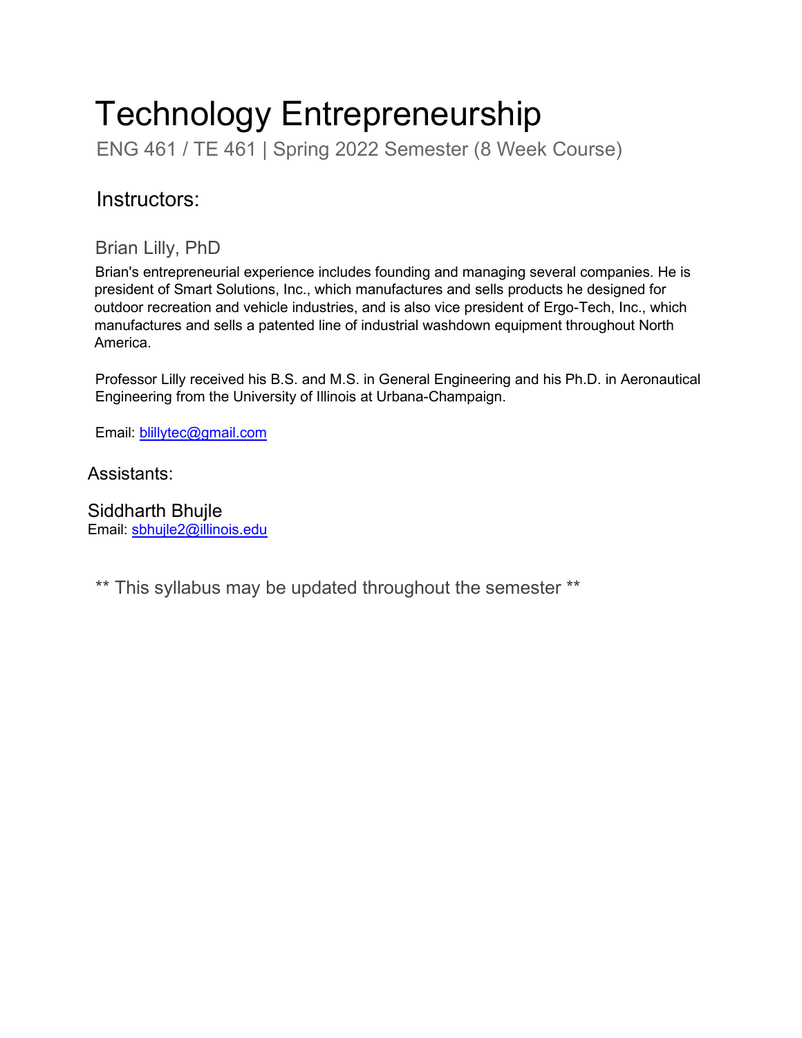# Technology Entrepreneurship

ENG 461 / TE 461 | Spring 2022 Semester (8 Week Course)

## Instructors:

### Brian Lilly, PhD

Brian's entrepreneurial experience includes founding and managing several companies. He is president of Smart Solutions, Inc., which manufactures and sells products he designed for outdoor recreation and vehicle industries, and is also vice president of Ergo-Tech, Inc., which manufactures and sells a patented line of industrial washdown equipment throughout North America.

Professor Lilly received his B.S. and M.S. in General Engineering and his Ph.D. in Aeronautical Engineering from the University of Illinois at Urbana-Champaign.

Email: [blillytec@gmail.com](mailto:blillytec@gmail.com)

## Assistants:

### Siddharth Bhujle

Email: [sbhujle2@illinois.edu](mailto:sbhujle2@illinois.edu)

** This syllabus may be updated throughout the semester **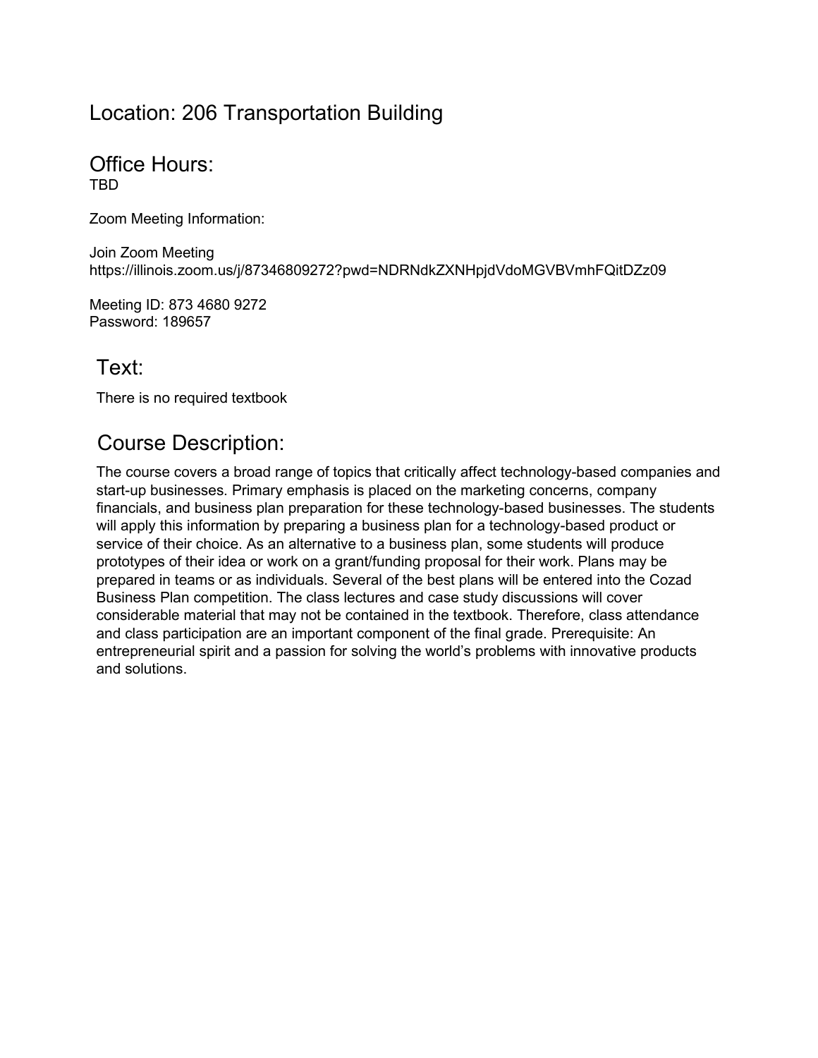## Location: 206 Transportation Building

## Office Hours:

TBD

Zoom Meeting Information:

Join Zoom Meeting
https://illinois.zoom.us/j/87346809272?pwd=NDRNdkZXNHpjdVdoMGVBVmhFQitDZz09

Meeting ID: 873 4680 9272
Password: 189657

## Text:

There is no required textbook

## Course Description:

The course covers a broad range of topics that critically affect technology-based companies and start-up businesses. Primary emphasis is placed on the marketing concerns, company financials, and business plan preparation for these technology-based businesses. The students will apply this information by preparing a business plan for a technology-based product or service of their choice. As an alternative to a business plan, some students will produce prototypes of their idea or work on a grant/funding proposal for their work. Plans may be prepared in teams or as individuals. Several of the best plans will be entered into the Cozad Business Plan competition. The class lectures and case study discussions will cover considerable material that may not be contained in the textbook. Therefore, class attendance and class participation are an important component of the final grade. Prerequisite: An entrepreneurial spirit and a passion for solving the world's problems with innovative products and solutions.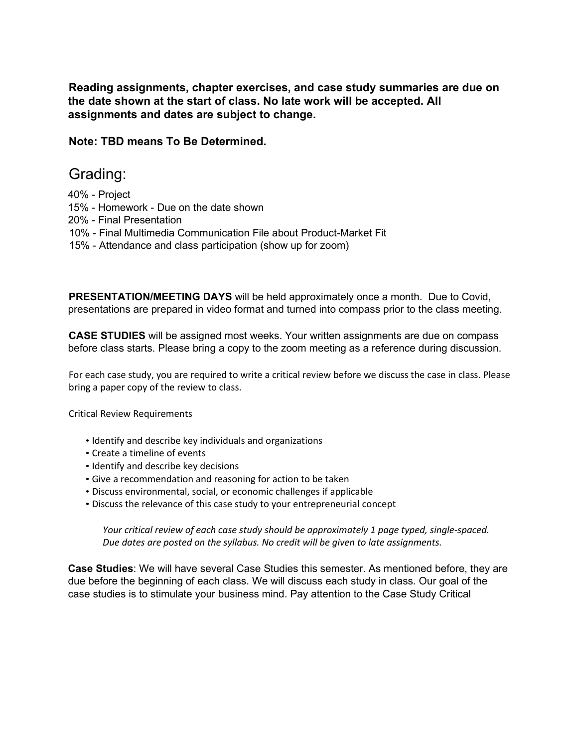**Reading assignments, chapter exercises, and case study summaries are due on the date shown at the start of class. No late work will be accepted. All assignments and dates are subject to change.**

**Note: TBD means To Be Determined.**

# Grading:

40% - Project
15% - Homework - Due on the date shown
20% - Final Presentation
10% - Final Multimedia Communication File about Product-Market Fit
15% - Attendance and class participation (show up for zoom)

**PRESENTATION/MEETING DAYS** will be held approximately once a month. Due to Covid, presentations are prepared in video format and turned into compass prior to the class meeting.

**CASE STUDIES** will be assigned most weeks. Your written assignments are due on compass before class starts. Please bring a copy to the zoom meeting as a reference during discussion.

For each case study, you are required to write a critical review before we discuss the case in class. Please bring a paper copy of the review to class.

Critical Review Requirements

- Identify and describe key individuals and organizations
- Create a timeline of events
- Identify and describe key decisions
- Give a recommendation and reasoning for action to be taken
- Discuss environmental, social, or economic challenges if applicable
- Discuss the relevance of this case study to your entrepreneurial concept

*Your critical review of each case study should be approximately 1 page typed, single-spaced. Due dates are posted on the syllabus. No credit will be given to late assignments.*

**Case Studies**: We will have several Case Studies this semester. As mentioned before, they are due before the beginning of each class. We will discuss each study in class. Our goal of the case studies is to stimulate your business mind. Pay attention to the Case Study Critical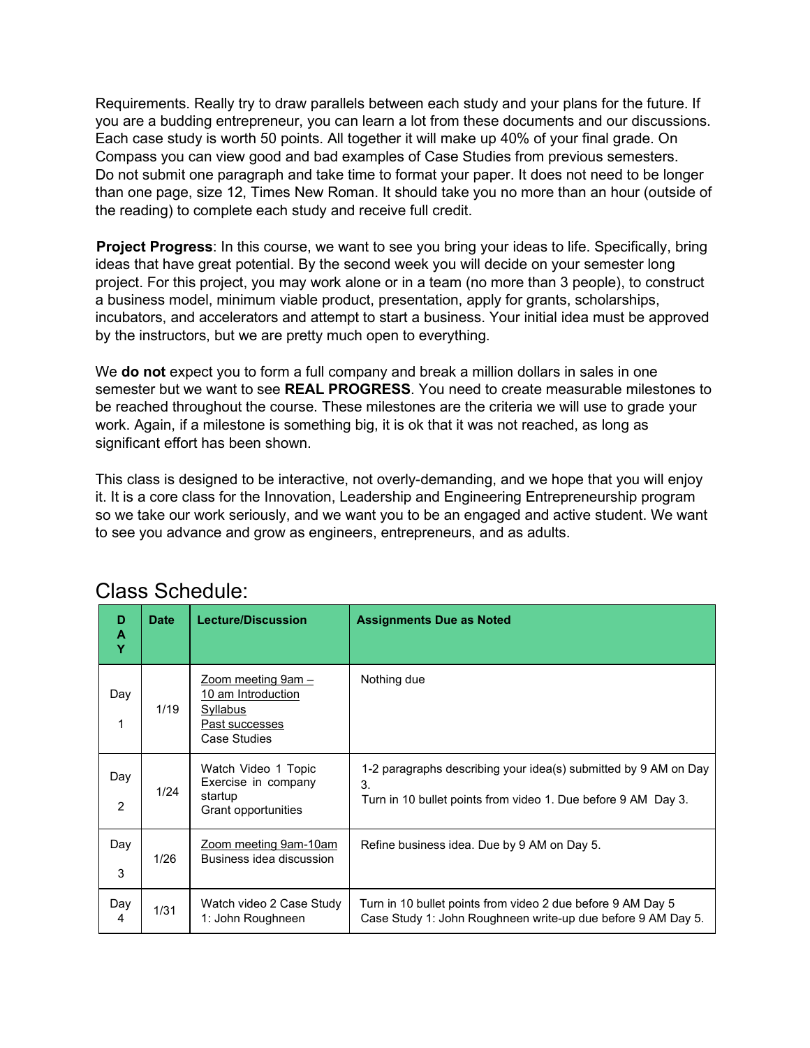Requirements. Really try to draw parallels between each study and your plans for the future. If you are a budding entrepreneur, you can learn a lot from these documents and our discussions. Each case study is worth 50 points. All together it will make up 40% of your final grade. On Compass you can view good and bad examples of Case Studies from previous semesters. Do not submit one paragraph and take time to format your paper. It does not need to be longer than one page, size 12, Times New Roman. It should take you no more than an hour (outside of the reading) to complete each study and receive full credit.

**Project Progress**: In this course, we want to see you bring your ideas to life. Specifically, bring ideas that have great potential. By the second week you will decide on your semester long project. For this project, you may work alone or in a team (no more than 3 people), to construct a business model, minimum viable product, presentation, apply for grants, scholarships, incubators, and accelerators and attempt to start a business. Your initial idea must be approved by the instructors, but we are pretty much open to everything.

We **do not** expect you to form a full company and break a million dollars in sales in one semester but we want to see **REAL PROGRESS**. You need to create measurable milestones to be reached throughout the course. These milestones are the criteria we will use to grade your work. Again, if a milestone is something big, it is ok that it was not reached, as long as significant effort has been shown.

This class is designed to be interactive, not overly-demanding, and we hope that you will enjoy it. It is a core class for the Innovation, Leadership and Engineering Entrepreneurship program so we take our work seriously, and we want you to be an engaged and active student. We want to see you advance and grow as engineers, entrepreneurs, and as adults.

## Class Schedule:

| DAY | Date | Lecture/Discussion | Assignments Due as Noted |
|---|---|---|---|
| Day 1 | 1/19 | Zoom meeting 9am – 10 am Introduction<br>Syllabus<br>Past successes<br>Case Studies | Nothing due |
| Day 2 | 1/24 | Watch Video 1 Topic Exercise in company startup<br>Grant opportunities | 1-2 paragraphs describing your idea(s) submitted by 9 AM on Day 3.<br>Turn in 10 bullet points from video 1. Due before 9 AM Day 3. |
| Day 3 | 1/26 | Zoom meeting 9am-10am<br>Business idea discussion | Refine business idea. Due by 9 AM on Day 5. |
| Day 4 | 1/31 | Watch video 2 Case Study 1: John Roughneen | Turn in 10 bullet points from video 2 due before 9 AM Day 5<br>Case Study 1: John Roughneen write-up due before 9 AM Day 5. |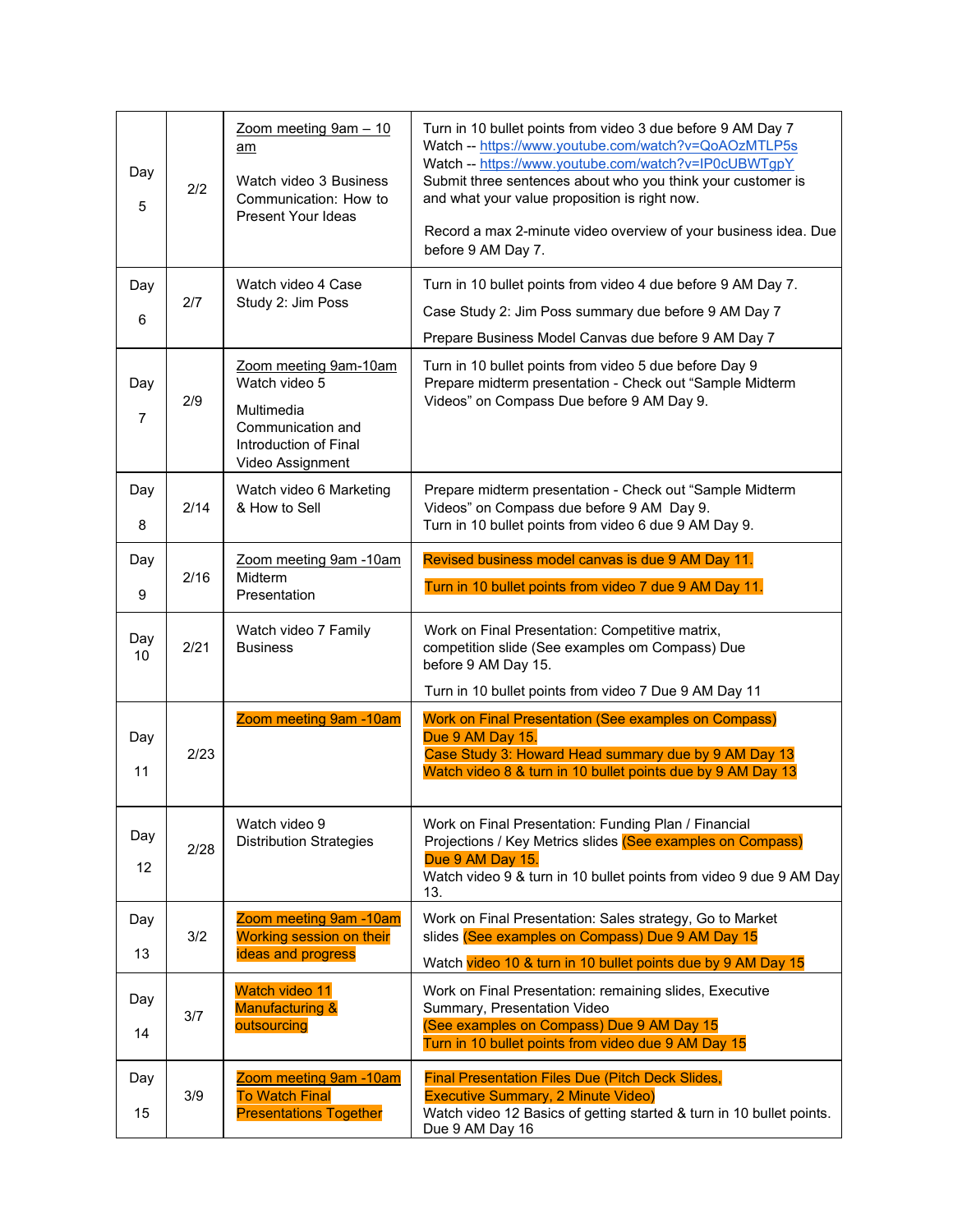| Day | Date | Class | Assignments |
|---|---|---|---|
| Day 5 | 2/2 | Zoom meeting 9am – 10 am<br><br>Watch video 3 Business Communication: How to Present Your Ideas | Turn in 10 bullet points from video 3 due before 9 AM Day 7<br>Watch -- https://www.youtube.com/watch?v=QoAOzMTLP5s<br>Watch -- https://www.youtube.com/watch?v=IP0cUBWTgpY<br>Submit three sentences about who you think your customer is and what your value proposition is right now.<br><br>Record a max 2-minute video overview of your business idea. Due before 9 AM Day 7. |
| Day 6 | 2/7 | Watch video 4 Case Study 2: Jim Poss | Turn in 10 bullet points from video 4 due before 9 AM Day 7.<br><br>Case Study 2: Jim Poss summary due before 9 AM Day 7<br><br>Prepare Business Model Canvas due before 9 AM Day 7 |
| Day 7 | 2/9 | Zoom meeting 9am-10am<br>Watch video 5<br><br>Multimedia Communication and Introduction of Final Video Assignment | Turn in 10 bullet points from video 5 due before Day 9<br>Prepare midterm presentation - Check out "Sample Midterm Videos" on Compass Due before 9 AM Day 9. |
| Day 8 | 2/14 | Watch video 6 Marketing & How to Sell | Prepare midterm presentation - Check out "Sample Midterm Videos" on Compass due before 9 AM Day 9.<br>Turn in 10 bullet points from video 6 due 9 AM Day 9. |
| Day 9 | 2/16 | Zoom meeting 9am -10am<br>Midterm Presentation | Revised business model canvas is due 9 AM Day 11.<br><br>Turn in 10 bullet points from video 7 due 9 AM Day 11. |
| Day 10 | 2/21 | Watch video 7 Family Business | Work on Final Presentation: Competitive matrix, competition slide (See examples om Compass) Due before 9 AM Day 15.<br><br>Turn in 10 bullet points from video 7 Due 9 AM Day 11 |
| Day 11 | 2/23 | Zoom meeting 9am -10am | Work on Final Presentation (See examples on Compass) Due 9 AM Day 15.<br>Case Study 3: Howard Head summary due by 9 AM Day 13<br>Watch video 8 & turn in 10 bullet points due by 9 AM Day 13 |
| Day 12 | 2/28 | Watch video 9 Distribution Strategies | Work on Final Presentation: Funding Plan / Financial Projections / Key Metrics slides (See examples on Compass) Due 9 AM Day 15.<br>Watch video 9 & turn in 10 bullet points from video 9 due 9 AM Day 13. |
| Day 13 | 3/2 | Zoom meeting 9am -10am<br>Working session on their ideas and progress | Work on Final Presentation: Sales strategy, Go to Market slides (See examples on Compass) Due 9 AM Day 15<br><br>Watch video 10 & turn in 10 bullet points due by 9 AM Day 15 |
| Day 14 | 3/7 | Watch video 11 Manufacturing & outsourcing | Work on Final Presentation: remaining slides, Executive Summary, Presentation Video<br>(See examples on Compass) Due 9 AM Day 15<br>Turn in 10 bullet points from video due 9 AM Day 15 |
| Day 15 | 3/9 | Zoom meeting 9am -10am<br>To Watch Final Presentations Together | Final Presentation Files Due (Pitch Deck Slides, Executive Summary, 2 Minute Video)<br>Watch video 12 Basics of getting started & turn in 10 bullet points. Due 9 AM Day 16 |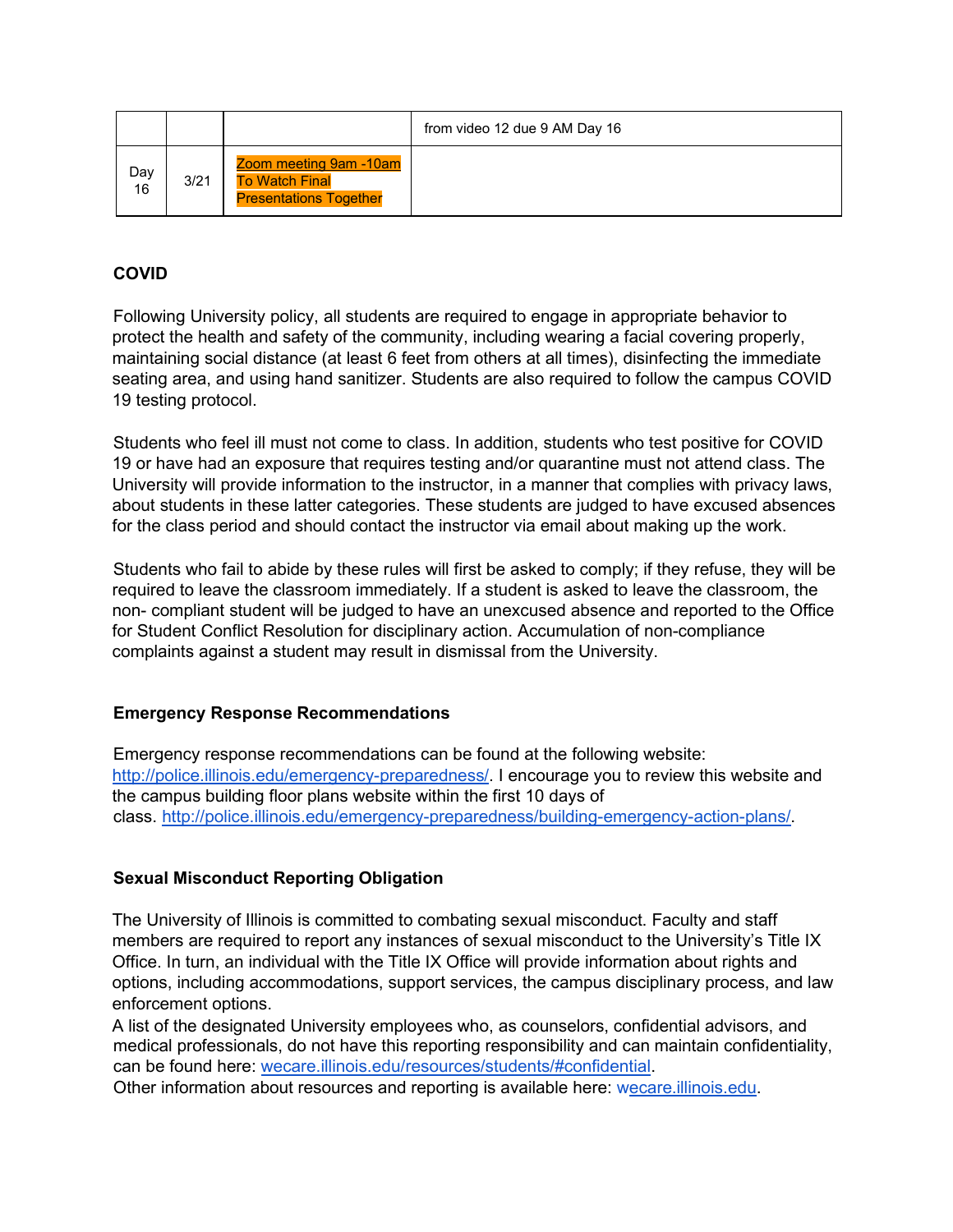|  |  |  | from video 12 due 9 AM Day 16 |
|---|---|---|---|
| Day 16 | 3/21 | Zoom meeting 9am -10am To Watch Final Presentations Together |  |

### COVID

Following University policy, all students are required to engage in appropriate behavior to protect the health and safety of the community, including wearing a facial covering properly, maintaining social distance (at least 6 feet from others at all times), disinfecting the immediate seating area, and using hand sanitizer. Students are also required to follow the campus COVID 19 testing protocol.

Students who feel ill must not come to class. In addition, students who test positive for COVID 19 or have had an exposure that requires testing and/or quarantine must not attend class. The University will provide information to the instructor, in a manner that complies with privacy laws, about students in these latter categories. These students are judged to have excused absences for the class period and should contact the instructor via email about making up the work.

Students who fail to abide by these rules will first be asked to comply; if they refuse, they will be required to leave the classroom immediately. If a student is asked to leave the classroom, the non- compliant student will be judged to have an unexcused absence and reported to the Office for Student Conflict Resolution for disciplinary action. Accumulation of non-compliance complaints against a student may result in dismissal from the University.

### Emergency Response Recommendations

Emergency response recommendations can be found at the following website: http://police.illinois.edu/emergency-preparedness/. I encourage you to review this website and the campus building floor plans website within the first 10 days of class. http://police.illinois.edu/emergency-preparedness/building-emergency-action-plans/.

### Sexual Misconduct Reporting Obligation

The University of Illinois is committed to combating sexual misconduct. Faculty and staff members are required to report any instances of sexual misconduct to the University's Title IX Office. In turn, an individual with the Title IX Office will provide information about rights and options, including accommodations, support services, the campus disciplinary process, and law enforcement options.
A list of the designated University employees who, as counselors, confidential advisors, and medical professionals, do not have this reporting responsibility and can maintain confidentiality, can be found here: wecare.illinois.edu/resources/students/#confidential.
Other information about resources and reporting is available here: wecare.illinois.edu.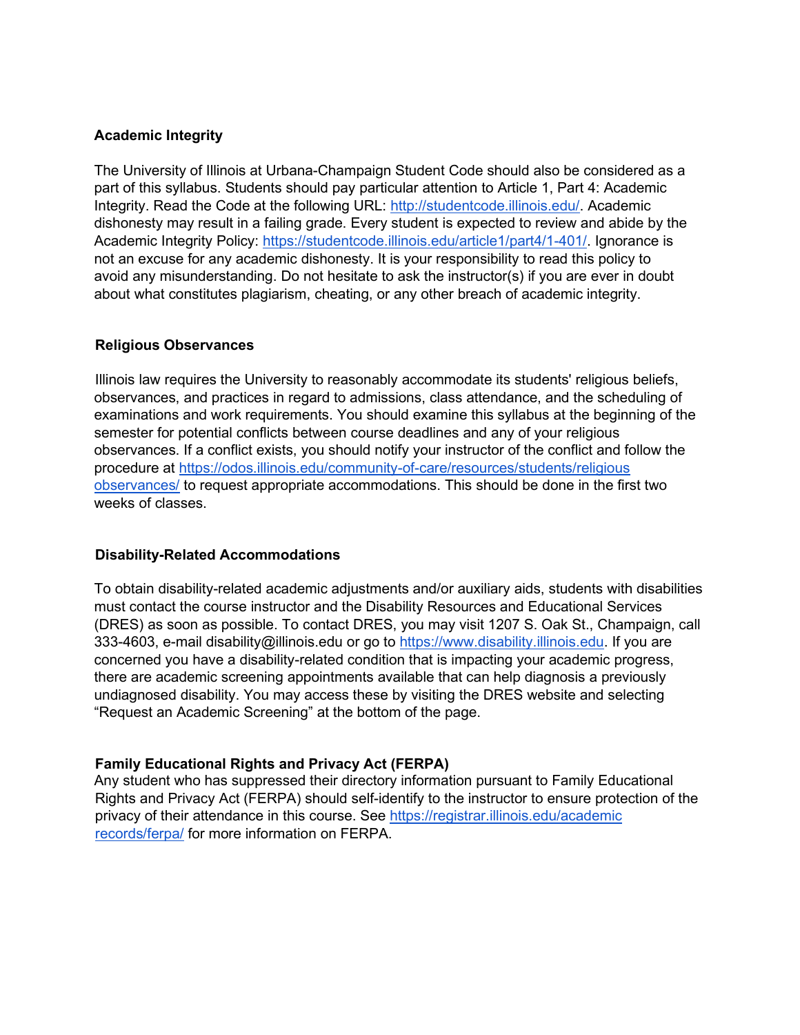### Academic Integrity

The University of Illinois at Urbana-Champaign Student Code should also be considered as a part of this syllabus. Students should pay particular attention to Article 1, Part 4: Academic Integrity. Read the Code at the following URL: [http://studentcode.illinois.edu/](http://studentcode.illinois.edu/). Academic dishonesty may result in a failing grade. Every student is expected to review and abide by the Academic Integrity Policy: [https://studentcode.illinois.edu/article1/part4/1-401/](https://studentcode.illinois.edu/article1/part4/1-401/). Ignorance is not an excuse for any academic dishonesty. It is your responsibility to read this policy to avoid any misunderstanding. Do not hesitate to ask the instructor(s) if you are ever in doubt about what constitutes plagiarism, cheating, or any other breach of academic integrity.

### Religious Observances

Illinois law requires the University to reasonably accommodate its students' religious beliefs, observances, and practices in regard to admissions, class attendance, and the scheduling of examinations and work requirements. You should examine this syllabus at the beginning of the semester for potential conflicts between course deadlines and any of your religious observances. If a conflict exists, you should notify your instructor of the conflict and follow the procedure at [https://odos.illinois.edu/community-of-care/resources/students/religious observances/](https://odos.illinois.edu/community-of-care/resources/students/religious-observances/) to request appropriate accommodations. This should be done in the first two weeks of classes.

### Disability-Related Accommodations

To obtain disability-related academic adjustments and/or auxiliary aids, students with disabilities must contact the course instructor and the Disability Resources and Educational Services (DRES) as soon as possible. To contact DRES, you may visit 1207 S. Oak St., Champaign, call 333-4603, e-mail disability@illinois.edu or go to [https://www.disability.illinois.edu](https://www.disability.illinois.edu). If you are concerned you have a disability-related condition that is impacting your academic progress, there are academic screening appointments available that can help diagnosis a previously undiagnosed disability. You may access these by visiting the DRES website and selecting "Request an Academic Screening" at the bottom of the page.

### Family Educational Rights and Privacy Act (FERPA)

Any student who has suppressed their directory information pursuant to Family Educational Rights and Privacy Act (FERPA) should self-identify to the instructor to ensure protection of the privacy of their attendance in this course. See [https://registrar.illinois.edu/academic records/ferpa/](https://registrar.illinois.edu/academic-records/ferpa/) for more information on FERPA.